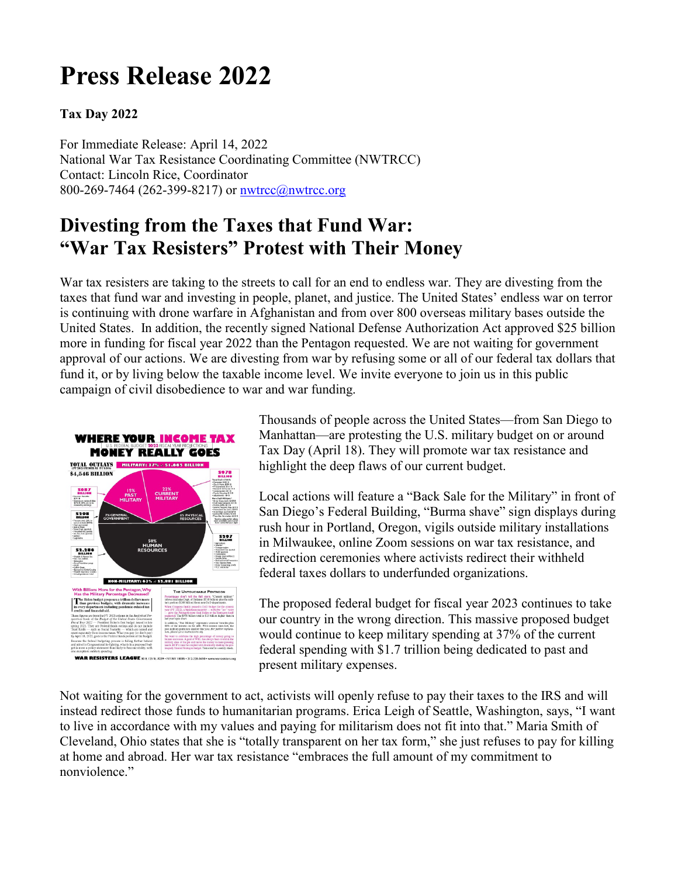# Press Release 2022

**Tax Day 2022**

For Immediate Release: April 14, 2022
National War Tax Resistance Coordinating Committee (NWTRCC)
Contact: Lincoln Rice, Coordinator
800-269-7464 (262-399-8217) or nwtrcc@nwtrcc.org

## Divesting from the Taxes that Fund War: "War Tax Resisters" Protest with Their Money

War tax resisters are taking to the streets to call for an end to endless war. They are divesting from the taxes that fund war and investing in people, planet, and justice. The United States' endless war on terror is continuing with drone warfare in Afghanistan and from over 800 overseas military bases outside the United States. In addition, the recently signed National Defense Authorization Act approved $25 billion more in funding for fiscal year 2022 than the Pentagon requested. We are not waiting for government approval of our actions. We are divesting from war by refusing some or all of our federal tax dollars that fund it, or by living below the taxable income level. We invite everyone to join us in this public campaign of civil disobedience to war and war funding.

Thousands of people across the United States—from San Diego to Manhattan—are protesting the U.S. military budget on or around Tax Day (April 18). They will promote war tax resistance and highlight the deep flaws of our current budget.

Local actions will feature a "Back Sale for the Military" in front of San Diego's Federal Building, "Burma shave" sign displays during rush hour in Portland, Oregon, vigils outside military installations in Milwaukee, online Zoom sessions on war tax resistance, and redirection ceremonies where activists redirect their withheld federal taxes dollars to underfunded organizations.

The proposed federal budget for fiscal year 2023 continues to take our country in the wrong direction. This massive proposed budget would continue to keep military spending at 37% of the current federal spending with $1.7 trillion being dedicated to past and present military expenses.

Not waiting for the government to act, activists will openly refuse to pay their taxes to the IRS and will instead redirect those funds to humanitarian programs. Erica Leigh of Seattle, Washington, says, "I want to live in accordance with my values and paying for militarism does not fit into that." Maria Smith of Cleveland, Ohio states that she is "totally transparent on her tax form," she just refuses to pay for killing at home and abroad. Her war tax resistance "embraces the full amount of my commitment to nonviolence."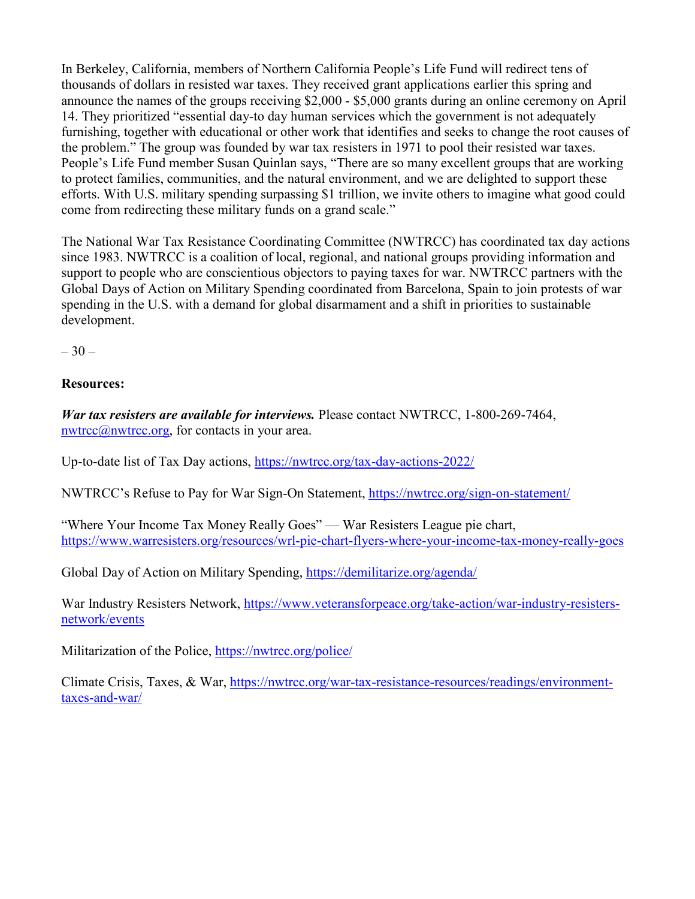In Berkeley, California, members of Northern California People's Life Fund will redirect tens of thousands of dollars in resisted war taxes. They received grant applications earlier this spring and announce the names of the groups receiving $2,000 - $5,000 grants during an online ceremony on April 14. They prioritized "essential day-to day human services which the government is not adequately furnishing, together with educational or other work that identifies and seeks to change the root causes of the problem." The group was founded by war tax resisters in 1971 to pool their resisted war taxes. People's Life Fund member Susan Quinlan says, "There are so many excellent groups that are working to protect families, communities, and the natural environment, and we are delighted to support these efforts. With U.S. military spending surpassing $1 trillion, we invite others to imagine what good could come from redirecting these military funds on a grand scale."

The National War Tax Resistance Coordinating Committee (NWTRCC) has coordinated tax day actions since 1983. NWTRCC is a coalition of local, regional, and national groups providing information and support to people who are conscientious objectors to paying taxes for war. NWTRCC partners with the Global Days of Action on Military Spending coordinated from Barcelona, Spain to join protests of war spending in the U.S. with a demand for global disarmament and a shift in priorities to sustainable development.

– 30 –

**Resources:**

***War tax resisters are available for interviews.*** Please contact NWTRCC, 1-800-269-7464, nwtrcc@nwtrcc.org, for contacts in your area.

Up-to-date list of Tax Day actions, https://nwtrcc.org/tax-day-actions-2022/

NWTRCC's Refuse to Pay for War Sign-On Statement, https://nwtrcc.org/sign-on-statement/

"Where Your Income Tax Money Really Goes" — War Resisters League pie chart, https://www.warresisters.org/resources/wrl-pie-chart-flyers-where-your-income-tax-money-really-goes

Global Day of Action on Military Spending, https://demilitarize.org/agenda/

War Industry Resisters Network, https://www.veteransforpeace.org/take-action/war-industry-resisters-network/events

Militarization of the Police, https://nwtrcc.org/police/

Climate Crisis, Taxes, & War, https://nwtrcc.org/war-tax-resistance-resources/readings/environment-taxes-and-war/